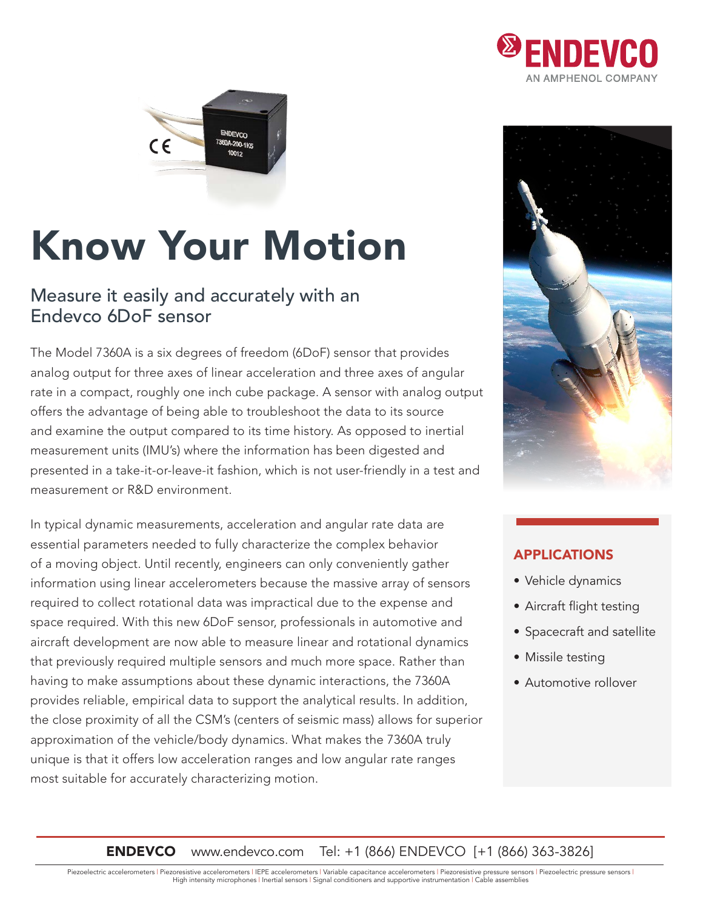# Know Your Motion

## Measure it easily and accurately with an Endevco 6DoF sensor

The Model 7360A is a six degrees of freedom (6DoF) sensor that provides analog output for three axes of linear acceleration and three axes of angular rate in a compact, roughly one inch cube package. A sensor with analog output offers the advantage of being able to troubleshoot the data to its source and examine the output compared to its time history. As opposed to inertial measurement units (IMU's) where the information has been digested and presented in a take-it-or-leave-it fashion, which is not user-friendly in a test and measurement or R&D environment.

In typical dynamic measurements, acceleration and angular rate data are essential parameters needed to fully characterize the complex behavior of a moving object. Until recently, engineers can only conveniently gather information using linear accelerometers because the massive array of sensors required to collect rotational data was impractical due to the expense and space required. With this new 6DoF sensor, professionals in automotive and aircraft development are now able to measure linear and rotational dynamics that previously required multiple sensors and much more space. Rather than having to make assumptions about these dynamic interactions, the 7360A provides reliable, empirical data to support the analytical results. In addition, the close proximity of all the CSM's (centers of seismic mass) allows for superior approximation of the vehicle/body dynamics. What makes the 7360A truly unique is that it offers low acceleration ranges and low angular rate ranges most suitable for accurately characterizing motion.

### APPLICATIONS

- Vehicle dynamics
- Aircraft flight testing
- Spacecraft and satellite
- Missile testing
- Automotive rollover

**ENDEVCO** www.endevco.com Tel: +1 (866) ENDEVCO [+1 (866) 363-3826]

Piezoelectric accelerometers | Piezoresistive accelerometers | IEPE accelerometers | Variable capacitance accelerometers | Piezoresistive pressure sensors | Piezoelectric pressure sensors | High intensity microphones | Inertial sensors | Signal conditioners and supportive instrumentation | Cable assemblies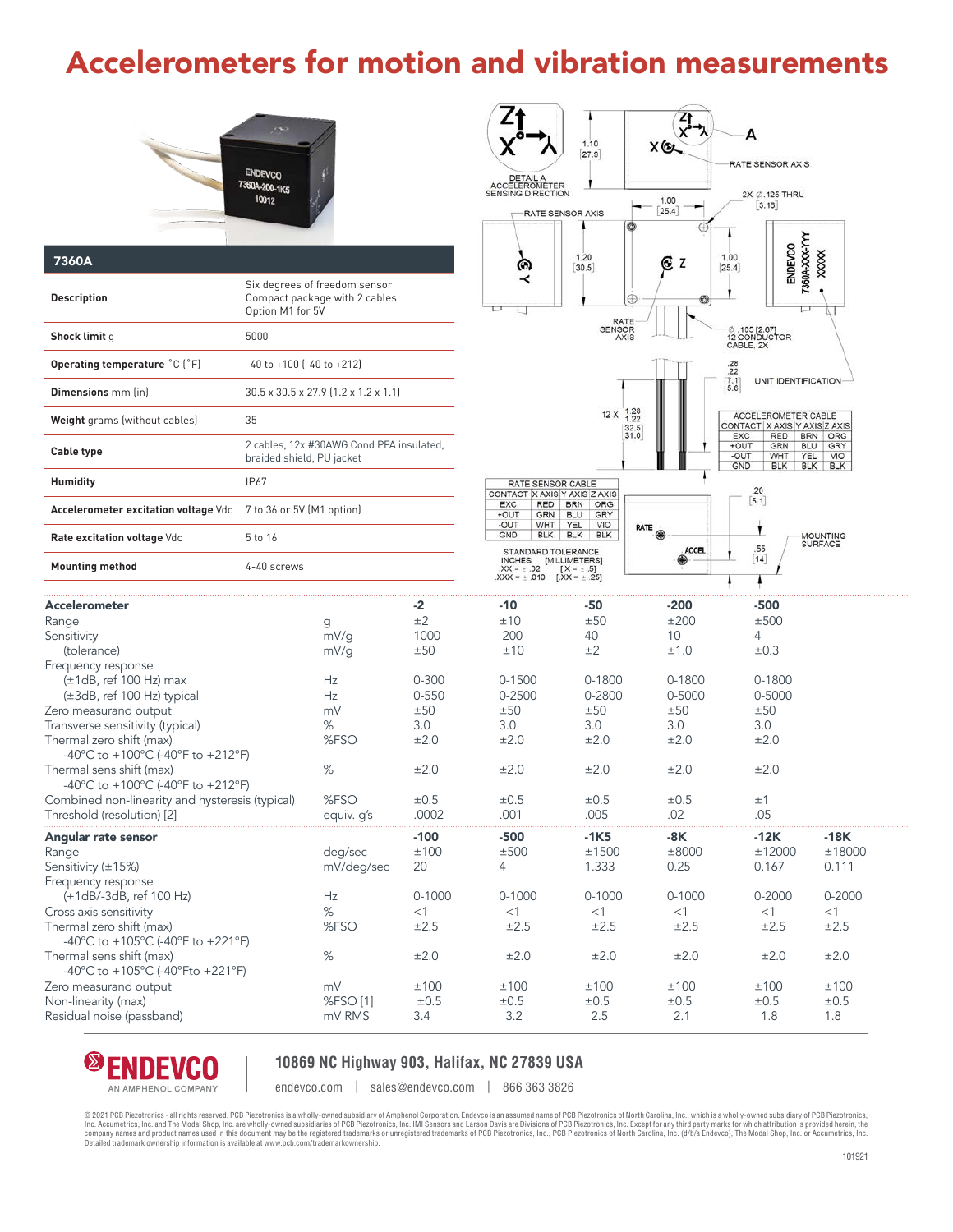# Accelerometers for motion and vibration measurements

## 7360A

| | |
|---|---|
| **Description** | Six degrees of freedom sensor<br>Compact package with 2 cables<br>Option M1 for 5V |
| **Shock limit** g | 5000 |
| **Operating temperature** °C (°F) | -40 to +100 (-40 to +212) |
| **Dimensions** mm (in) | 30.5 x 30.5 x 27.9 (1.2 x 1.2 x 1.1) |
| **Weight** grams (without cables) | 35 |
| **Cable type** | 2 cables, 12x #30AWG Cond PFA insulated, braided shield, PU jacket |
| **Humidity** | IP67 |
| **Accelerometer excitation voltage** Vdc | 7 to 36 or 5V (M1 option) |
| **Rate excitation voltage** Vdc | 5 to 16 |
| **Mounting method** | 4-40 screws |

DETAIL A
ACCELEROMETER SENSING DIRECTION

RATE SENSOR AXIS

1.10 [27.9]

1.00 [25.4]

1.20 [30.5]

1.00 [25.4]

2X ⌀.125 THRU [3.18]

RATE SENSOR AXIS

⌀ .105 [2.67] 12 CONDUCTOR CABLE, 2X

.28 .22 [7.1] [5.6]

UNIT IDENTIFICATION

ENDEVCO 7360A-XXX-YYY XXXXX

12 X 1.28 1.22 [32.5] [31.0]

| ACCELEROMETER CABLE | | | |
|---|---|---|---|
| CONTACT | X AXIS | Y AXIS | Z AXIS |
| EXC | RED | BRN | ORG |
| +OUT | GRN | BLU | GRY |
| -OUT | WHT | YEL | VIO |
| GND | BLK | BLK | BLK |

| RATE SENSOR CABLE | | | |
|---|---|---|---|
| CONTACT | X AXIS | Y AXIS | Z AXIS |
| EXC | RED | BRN | ORG |
| +OUT | GRN | BLU | GRY |
| -OUT | WHT | YEL | VIO |
| GND | BLK | BLK | BLK |

RATE

ACCEL

.20 [5.1]

.55 [14]

MOUNTING SURFACE

STANDARD TOLERANCE
INCHES [MILLIMETERS]
.XX = ± .02 [.X = ± .5]
.XXX = ± .010 [.XX = ± .25]

| **Accelerometer** | | **-2** | **-10** | **-50** | **-200** | **-500** |
|---|---|---|---|---|---|---|
| Range | g | ±2 | ±10 | ±50 | ±200 | ±500 |
| Sensitivity | mV/g | 1000 | 200 | 40 | 10 | 4 |
| (tolerance) | mV/g | ±50 | ±10 | ±2 | ±1.0 | ±0.3 |
| Frequency response | | | | | | |
| (±1dB, ref 100 Hz) max | Hz | 0-300 | 0-1500 | 0-1800 | 0-1800 | 0-1800 |
| (±3dB, ref 100 Hz) typical | Hz | 0-550 | 0-2500 | 0-2800 | 0-5000 | 0-5000 |
| Zero measurand output | mV | ±50 | ±50 | ±50 | ±50 | ±50 |
| Transverse sensitivity (typical) | % | 3.0 | 3.0 | 3.0 | 3.0 | 3.0 |
| Thermal zero shift (max) -40°C to +100°C (-40°F to +212°F) | %FSO | ±2.0 | ±2.0 | ±2.0 | ±2.0 | ±2.0 |
| Thermal sens shift (max) -40°C to +100°C (-40°F to +212°F) | % | ±2.0 | ±2.0 | ±2.0 | ±2.0 | ±2.0 |
| Combined non-linearity and hysteresis (typical) | %FSO | ±0.5 | ±0.5 | ±0.5 | ±0.5 | ±1 |
| Threshold (resolution) [2] | equiv. g's | .0002 | .001 | .005 | .02 | .05 |

| **Angular rate sensor** | | **-100** | **-500** | **-1K5** | **-8K** | **-12K** | **-18K** |
|---|---|---|---|---|---|---|---|
| Range | deg/sec | ±100 | ±500 | ±1500 | ±8000 | ±12000 | ±18000 |
| Sensitivity (±15%) | mV/deg/sec | 20 | 4 | 1.333 | 0.25 | 0.167 | 0.111 |
| Frequency response (+1dB/-3dB, ref 100 Hz) | Hz | 0-1000 | 0-1000 | 0-1000 | 0-1000 | 0-2000 | 0-2000 |
| Cross axis sensitivity | % | <1 | <1 | <1 | <1 | <1 | <1 |
| Thermal zero shift (max) -40°C to +105°C (-40°F to +221°F) | %FSO | ±2.5 | ±2.5 | ±2.5 | ±2.5 | ±2.5 | ±2.5 |
| Thermal sens shift (max) -40°C to +105°C (-40°Fto +221°F) | % | ±2.0 | ±2.0 | ±2.0 | ±2.0 | ±2.0 | ±2.0 |
| Zero measurand output | mV | ±100 | ±100 | ±100 | ±100 | ±100 | ±100 |
| Non-linearity (max) | %FSO [1] | ±0.5 | ±0.5 | ±0.5 | ±0.5 | ±0.5 | ±0.5 |
| Residual noise (passband) | mV RMS | 3.4 | 3.2 | 2.5 | 2.1 | 1.8 | 1.8 |

ENDEVCO
AN AMPHENOL COMPANY

**10869 NC Highway 903, Halifax, NC 27839 USA**

endevco.com | sales@endevco.com | 866 363 3826

© 2021 PCB Piezotronics - all rights reserved. PCB Piezotronics is a wholly-owned subsidiary of Amphenol Corporation. Endevco is an assumed name of PCB Piezotronics of North Carolina, Inc., which is a wholly-owned subsidiary of PCB Piezotronics, Inc. Accumetrics, Inc. and The Modal Shop, Inc. are wholly-owned subsidiaries of PCB Piezotronics, Inc. IMI Sensors and Larson Davis are Divisions of PCB Piezotronics, Inc. Except for any third party marks for which attribution is provided herein, the company names and product names used in this document may be the registered trademarks or unregistered trademarks of PCB Piezotronics, Inc., PCB Piezotronics of North Carolina, Inc. (d/b/a Endevco), The Modal Shop, Inc. or Accumetrics, Inc. Detailed trademark ownership information is available at www.pcb.com/trademarkownership.

101921